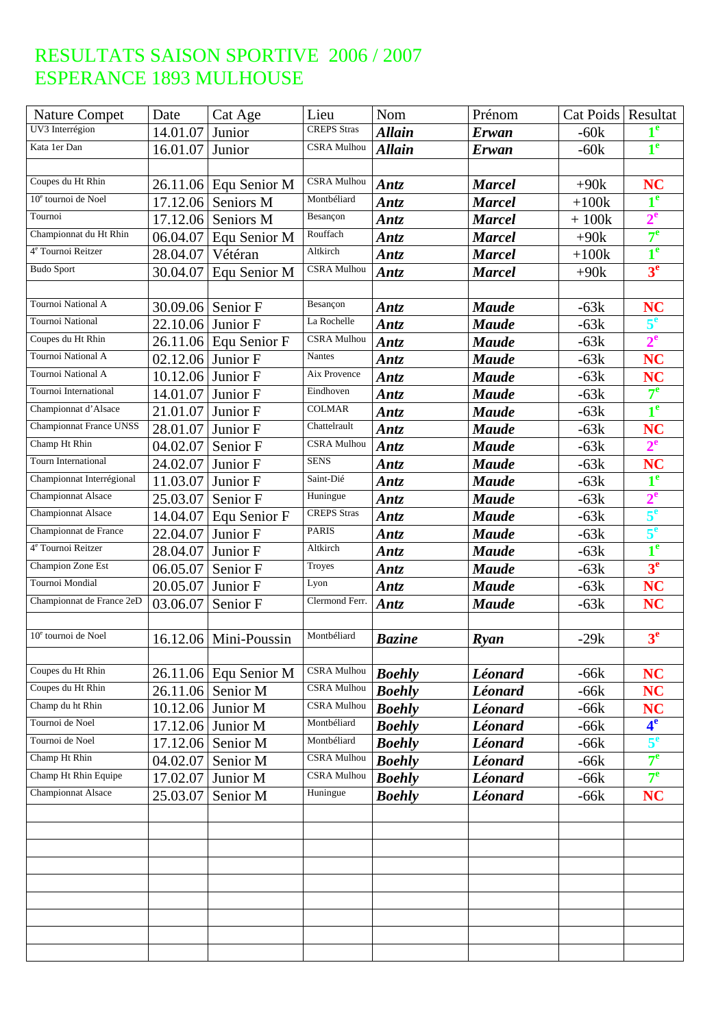# RESULTATS SAISON SPORTIVE 2006 / 2007
# ESPERANCE 1893 MULHOUSE

| Nature Compet | Date | Cat Age | Lieu | Nom | Prénom | Cat Poids | Resultat |
|---|---|---|---|---|---|---|---|
| UV3 Interrégion | 14.01.07 | Junior | CREPS Stras | ***Allain*** | ***Erwan*** | -60k | **1e** |
| Kata 1er Dan | 16.01.07 | Junior | CSRA Mulhou | ***Allain*** | ***Erwan*** | -60k | **1e** |
| | | | | | | | |
| Coupes du Ht Rhin | 26.11.06 | Equ Senior M | CSRA Mulhou | ***Antz*** | ***Marcel*** | +90k | **NC** |
| 10e tournoi de Noel | 17.12.06 | Seniors M | Montbéliard | ***Antz*** | ***Marcel*** | +100k | **1e** |
| Tournoi | 17.12.06 | Seniors M | Besançon | ***Antz*** | ***Marcel*** | + 100k | **2e** |
| Championnat du Ht Rhin | 06.04.07 | Equ Senior M | Rouffach | ***Antz*** | ***Marcel*** | +90k | **7e** |
| 4e Tournoi Reitzer | 28.04.07 | Vétéran | Altkirch | ***Antz*** | ***Marcel*** | +100k | **1e** |
| Budo Sport | 30.04.07 | Equ Senior M | CSRA Mulhou | ***Antz*** | ***Marcel*** | +90k | **3e** |
| | | | | | | | |
| Tournoi National A | 30.09.06 | Senior F | Besançon | ***Antz*** | ***Maude*** | -63k | **NC** |
| Tournoi National | 22.10.06 | Junior F | La Rochelle | ***Antz*** | ***Maude*** | -63k | **5e** |
| Coupes du Ht Rhin | 26.11.06 | Equ Senior F | CSRA Mulhou | ***Antz*** | ***Maude*** | -63k | **2e** |
| Tournoi National A | 02.12.06 | Junior F | Nantes | ***Antz*** | ***Maude*** | -63k | **NC** |
| Tournoi National A | 10.12.06 | Junior F | Aix Provence | ***Antz*** | ***Maude*** | -63k | **NC** |
| Tournoi International | 14.01.07 | Junior F | Eindhoven | ***Antz*** | ***Maude*** | -63k | **7e** |
| Championnat d'Alsace | 21.01.07 | Junior F | COLMAR | ***Antz*** | ***Maude*** | -63k | **1e** |
| Championnat France UNSS | 28.01.07 | Junior F | Chattelrault | ***Antz*** | ***Maude*** | -63k | **NC** |
| Champ Ht Rhin | 04.02.07 | Senior F | CSRA Mulhou | ***Antz*** | ***Maude*** | -63k | **2e** |
| Tourn International | 24.02.07 | Junior F | SENS | ***Antz*** | ***Maude*** | -63k | **NC** |
| Championnat Interrégional | 11.03.07 | Junior F | Saint-Dié | ***Antz*** | ***Maude*** | -63k | **1e** |
| Championnat Alsace | 25.03.07 | Senior F | Huningue | ***Antz*** | ***Maude*** | -63k | **2e** |
| Championnat Alsace | 14.04.07 | Equ Senior F | CREPS Stras | ***Antz*** | ***Maude*** | -63k | **5e** |
| Championnat de France | 22.04.07 | Junior F | PARIS | ***Antz*** | ***Maude*** | -63k | **5e** |
| 4e Tournoi Reitzer | 28.04.07 | Junior F | Altkirch | ***Antz*** | ***Maude*** | -63k | **1e** |
| Champion Zone Est | 06.05.07 | Senior F | Troyes | ***Antz*** | ***Maude*** | -63k | **3e** |
| Tournoi Mondial | 20.05.07 | Junior F | Lyon | ***Antz*** | ***Maude*** | -63k | **NC** |
| Championnat de France 2eD | 03.06.07 | Senior F | Clermond Ferr. | ***Antz*** | ***Maude*** | -63k | **NC** |
| | | | | | | | |
| 10e tournoi de Noel | 16.12.06 | Mini-Poussin | Montbéliard | ***Bazine*** | ***Ryan*** | -29k | **3e** |
| | | | | | | | |
| Coupes du Ht Rhin | 26.11.06 | Equ Senior M | CSRA Mulhou | ***Boehly*** | ***Léonard*** | -66k | **NC** |
| Coupes du Ht Rhin | 26.11.06 | Senior M | CSRA Mulhou | ***Boehly*** | ***Léonard*** | -66k | **NC** |
| Champ du ht Rhin | 10.12.06 | Junior M | CSRA Mulhou | ***Boehly*** | ***Léonard*** | -66k | **NC** |
| Tournoi de Noel | 17.12.06 | Junior M | Montbéliard | ***Boehly*** | ***Léonard*** | -66k | **4e** |
| Tournoi de Noel | 17.12.06 | Senior M | Montbéliard | ***Boehly*** | ***Léonard*** | -66k | **5e** |
| Champ Ht Rhin | 04.02.07 | Senior M | CSRA Mulhou | ***Boehly*** | ***Léonard*** | -66k | **7e** |
| Champ Ht Rhin Equipe | 17.02.07 | Junior M | CSRA Mulhou | ***Boehly*** | ***Léonard*** | -66k | **7e** |
| Championnat Alsace | 25.03.07 | Senior M | Huningue | ***Boehly*** | ***Léonard*** | -66k | **NC** |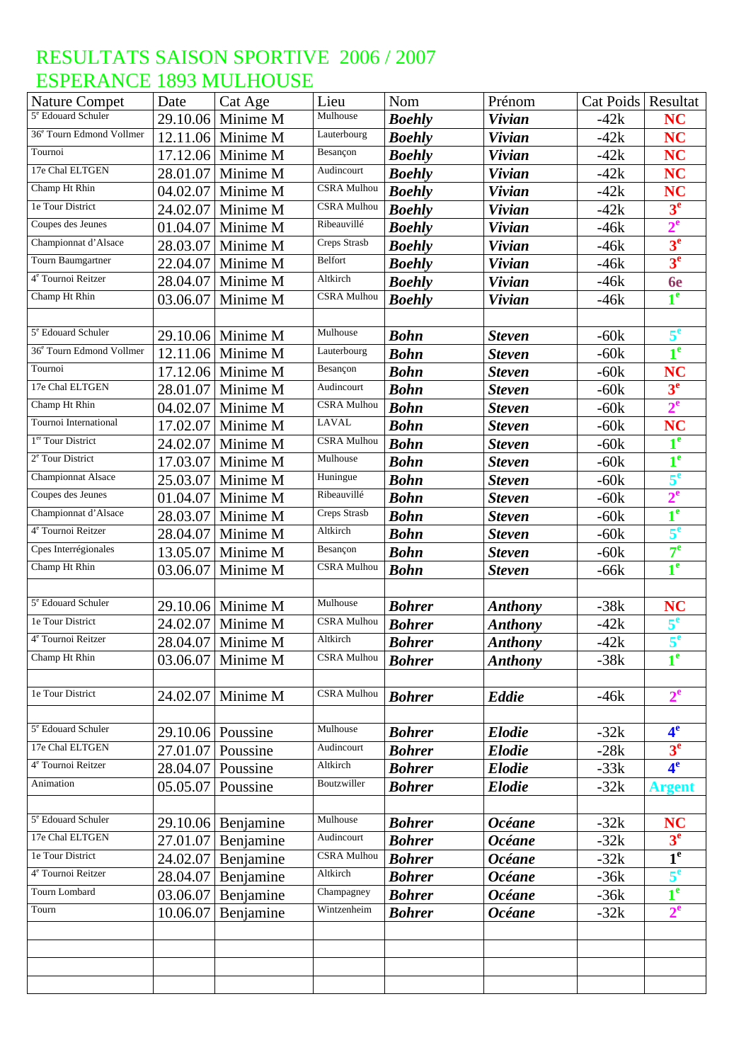# RESULTATS SAISON SPORTIVE 2006 / 2007
# ESPERANCE 1893 MULHOUSE

| Nature Compet | Date | Cat Age | Lieu | Nom | Prénom | Cat Poids | Resultat |
|---|---|---|---|---|---|---|---|
| 5e Edouard Schuler | 29.10.06 | Minime M | Mulhouse | ***Boehly*** | ***Vivian*** | -42k | **NC** |
| 36e Tourn Edmond Vollmer | 12.11.06 | Minime M | Lauterbourg | ***Boehly*** | ***Vivian*** | -42k | **NC** |
| Tournoi | 17.12.06 | Minime M | Besançon | ***Boehly*** | ***Vivian*** | -42k | **NC** |
| 17e Chal ELTGEN | 28.01.07 | Minime M | Audincourt | ***Boehly*** | ***Vivian*** | -42k | **NC** |
| Champ Ht Rhin | 04.02.07 | Minime M | CSRA Mulhou | ***Boehly*** | ***Vivian*** | -42k | **NC** |
| 1e Tour District | 24.02.07 | Minime M | CSRA Mulhou | ***Boehly*** | ***Vivian*** | -42k | **3e** |
| Coupes des Jeunes | 01.04.07 | Minime M | Ribeauvillé | ***Boehly*** | ***Vivian*** | -46k | **2e** |
| Championnat d'Alsace | 28.03.07 | Minime M | Creps Strasb | ***Boehly*** | ***Vivian*** | -46k | **3e** |
| Tourn Baumgartner | 22.04.07 | Minime M | Belfort | ***Boehly*** | ***Vivian*** | -46k | **3e** |
| 4e Tournoi Reitzer | 28.04.07 | Minime M | Altkirch | ***Boehly*** | ***Vivian*** | -46k | **6e** |
| Champ Ht Rhin | 03.06.07 | Minime M | CSRA Mulhou | ***Boehly*** | ***Vivian*** | -46k | **1e** |
| | | | | | | | |
| 5e Edouard Schuler | 29.10.06 | Minime M | Mulhouse | ***Bohn*** | ***Steven*** | -60k | **5e** |
| 36e Tourn Edmond Vollmer | 12.11.06 | Minime M | Lauterbourg | ***Bohn*** | ***Steven*** | -60k | **1e** |
| Tournoi | 17.12.06 | Minime M | Besançon | ***Bohn*** | ***Steven*** | -60k | **NC** |
| 17e Chal ELTGEN | 28.01.07 | Minime M | Audincourt | ***Bohn*** | ***Steven*** | -60k | **3e** |
| Champ Ht Rhin | 04.02.07 | Minime M | CSRA Mulhou | ***Bohn*** | ***Steven*** | -60k | **2e** |
| Tournoi International | 17.02.07 | Minime M | LAVAL | ***Bohn*** | ***Steven*** | -60k | **NC** |
| 1er Tour District | 24.02.07 | Minime M | CSRA Mulhou | ***Bohn*** | ***Steven*** | -60k | **1e** |
| 2e Tour District | 17.03.07 | Minime M | Mulhouse | ***Bohn*** | ***Steven*** | -60k | **1e** |
| Championnat Alsace | 25.03.07 | Minime M | Huningue | ***Bohn*** | ***Steven*** | -60k | **5e** |
| Coupes des Jeunes | 01.04.07 | Minime M | Ribeauvillé | ***Bohn*** | ***Steven*** | -60k | **2e** |
| Championnat d'Alsace | 28.03.07 | Minime M | Creps Strasb | ***Bohn*** | ***Steven*** | -60k | **1e** |
| 4e Tournoi Reitzer | 28.04.07 | Minime M | Altkirch | ***Bohn*** | ***Steven*** | -60k | **5e** |
| Cpes Interrégionales | 13.05.07 | Minime M | Besançon | ***Bohn*** | ***Steven*** | -60k | **7e** |
| Champ Ht Rhin | 03.06.07 | Minime M | CSRA Mulhou | ***Bohn*** | ***Steven*** | -66k | **1e** |
| | | | | | | | |
| 5e Edouard Schuler | 29.10.06 | Minime M | Mulhouse | ***Bohrer*** | ***Anthony*** | -38k | **NC** |
| 1e Tour District | 24.02.07 | Minime M | CSRA Mulhou | ***Bohrer*** | ***Anthony*** | -42k | **5e** |
| 4e Tournoi Reitzer | 28.04.07 | Minime M | Altkirch | ***Bohrer*** | ***Anthony*** | -42k | **5e** |
| Champ Ht Rhin | 03.06.07 | Minime M | CSRA Mulhou | ***Bohrer*** | ***Anthony*** | -38k | **1e** |
| | | | | | | | |
| 1e Tour District | 24.02.07 | Minime M | CSRA Mulhou | ***Bohrer*** | ***Eddie*** | -46k | **2e** |
| | | | | | | | |
| 5e Edouard Schuler | 29.10.06 | Poussine | Mulhouse | ***Bohrer*** | ***Elodie*** | -32k | **4e** |
| 17e Chal ELTGEN | 27.01.07 | Poussine | Audincourt | ***Bohrer*** | ***Elodie*** | -28k | **3e** |
| 4e Tournoi Reitzer | 28.04.07 | Poussine | Altkirch | ***Bohrer*** | ***Elodie*** | -33k | **4e** |
| Animation | 05.05.07 | Poussine | Boutzwiller | ***Bohrer*** | ***Elodie*** | -32k | **Argent** |
| | | | | | | | |
| 5e Edouard Schuler | 29.10.06 | Benjamine | Mulhouse | ***Bohrer*** | ***Océane*** | -32k | **NC** |
| 17e Chal ELTGEN | 27.01.07 | Benjamine | Audincourt | ***Bohrer*** | ***Océane*** | -32k | **3e** |
| 1e Tour District | 24.02.07 | Benjamine | CSRA Mulhou | ***Bohrer*** | ***Océane*** | -32k | **1e** |
| 4e Tournoi Reitzer | 28.04.07 | Benjamine | Altkirch | ***Bohrer*** | ***Océane*** | -36k | **5e** |
| Tourn Lombard | 03.06.07 | Benjamine | Champagney | ***Bohrer*** | ***Océane*** | -36k | **1e** |
| Tourn | 10.06.07 | Benjamine | Wintzenheim | ***Bohrer*** | ***Océane*** | -32k | **2e** |
| | | | | | | | |
| | | | | | | | |
| | | | | | | | |
| | | | | | | | |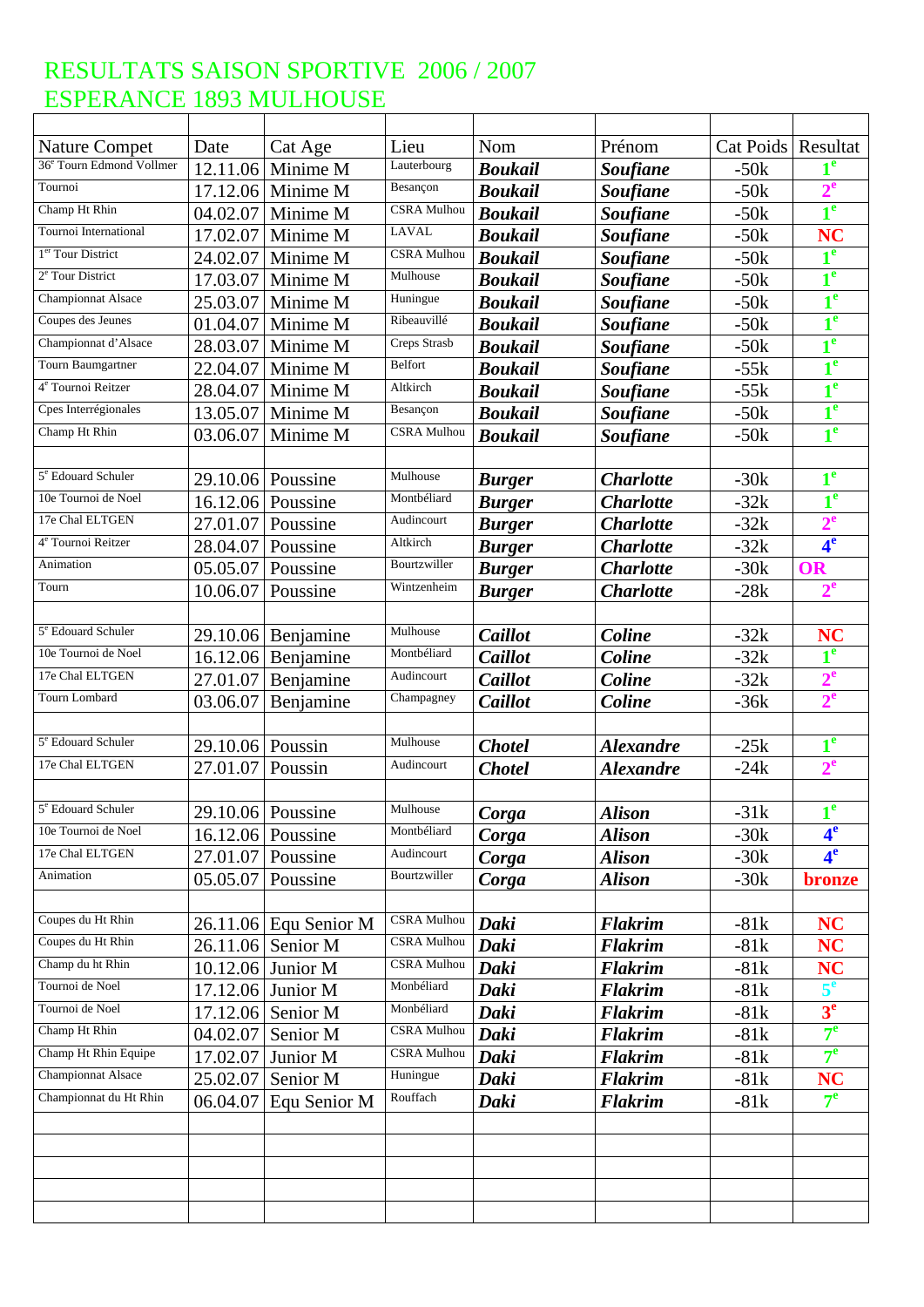# RESULTATS SAISON SPORTIVE 2006 / 2007
# ESPERANCE 1893 MULHOUSE

| Nature Compet | Date | Cat Age | Lieu | Nom | Prénom | Cat Poids | Resultat |
|---|---|---|---|---|---|---|---|
| 36e Tourn Edmond Vollmer | 12.11.06 | Minime M | Lauterbourg | ***Boukail*** | ***Soufiane*** | -50k | **1e** |
| Tournoi | 17.12.06 | Minime M | Besançon | ***Boukail*** | ***Soufiane*** | -50k | **2e** |
| Champ Ht Rhin | 04.02.07 | Minime M | CSRA Mulhou | ***Boukail*** | ***Soufiane*** | -50k | **1e** |
| Tournoi International | 17.02.07 | Minime M | LAVAL | ***Boukail*** | ***Soufiane*** | -50k | **NC** |
| 1er Tour District | 24.02.07 | Minime M | CSRA Mulhou | ***Boukail*** | ***Soufiane*** | -50k | **1e** |
| 2e Tour District | 17.03.07 | Minime M | Mulhouse | ***Boukail*** | ***Soufiane*** | -50k | **1e** |
| Championnat Alsace | 25.03.07 | Minime M | Huningue | ***Boukail*** | ***Soufiane*** | -50k | **1e** |
| Coupes des Jeunes | 01.04.07 | Minime M | Ribeauvillé | ***Boukail*** | ***Soufiane*** | -50k | **1e** |
| Championnat d'Alsace | 28.03.07 | Minime M | Creps Strasb | ***Boukail*** | ***Soufiane*** | -50k | **1e** |
| Tourn Baumgartner | 22.04.07 | Minime M | Belfort | ***Boukail*** | ***Soufiane*** | -55k | **1e** |
| 4e Tournoi Reitzer | 28.04.07 | Minime M | Altkirch | ***Boukail*** | ***Soufiane*** | -55k | **1e** |
| Cpes Interrégionales | 13.05.07 | Minime M | Besançon | ***Boukail*** | ***Soufiane*** | -50k | **1e** |
| Champ Ht Rhin | 03.06.07 | Minime M | CSRA Mulhou | ***Boukail*** | ***Soufiane*** | -50k | **1e** |
| | | | | | | | |
| 5e Edouard Schuler | 29.10.06 | Poussine | Mulhouse | ***Burger*** | ***Charlotte*** | -30k | **1e** |
| 10e Tournoi de Noel | 16.12.06 | Poussine | Montbéliard | ***Burger*** | ***Charlotte*** | -32k | **1e** |
| 17e Chal ELTGEN | 27.01.07 | Poussine | Audincourt | ***Burger*** | ***Charlotte*** | -32k | **2e** |
| 4e Tournoi Reitzer | 28.04.07 | Poussine | Altkirch | ***Burger*** | ***Charlotte*** | -32k | **4e** |
| Animation | 05.05.07 | Poussine | Bourtzwiller | ***Burger*** | ***Charlotte*** | -30k | **OR** |
| Tourn | 10.06.07 | Poussine | Wintzenheim | ***Burger*** | ***Charlotte*** | -28k | **2e** |
| | | | | | | | |
| 5e Edouard Schuler | 29.10.06 | Benjamine | Mulhouse | ***Caillot*** | ***Coline*** | -32k | **NC** |
| 10e Tournoi de Noel | 16.12.06 | Benjamine | Montbéliard | ***Caillot*** | ***Coline*** | -32k | **1e** |
| 17e Chal ELTGEN | 27.01.07 | Benjamine | Audincourt | ***Caillot*** | ***Coline*** | -32k | **2e** |
| Tourn Lombard | 03.06.07 | Benjamine | Champagney | ***Caillot*** | ***Coline*** | -36k | **2e** |
| | | | | | | | |
| 5e Edouard Schuler | 29.10.06 | Poussin | Mulhouse | ***Chotel*** | ***Alexandre*** | -25k | **1e** |
| 17e Chal ELTGEN | 27.01.07 | Poussin | Audincourt | ***Chotel*** | ***Alexandre*** | -24k | **2e** |
| | | | | | | | |
| 5e Edouard Schuler | 29.10.06 | Poussine | Mulhouse | ***Corga*** | ***Alison*** | -31k | **1e** |
| 10e Tournoi de Noel | 16.12.06 | Poussine | Montbéliard | ***Corga*** | ***Alison*** | -30k | **4e** |
| 17e Chal ELTGEN | 27.01.07 | Poussine | Audincourt | ***Corga*** | ***Alison*** | -30k | **4e** |
| Animation | 05.05.07 | Poussine | Bourtzwiller | ***Corga*** | ***Alison*** | -30k | **bronze** |
| | | | | | | | |
| Coupes du Ht Rhin | 26.11.06 | Equ Senior M | CSRA Mulhou | ***Daki*** | ***Flakrim*** | -81k | **NC** |
| Coupes du Ht Rhin | 26.11.06 | Senior M | CSRA Mulhou | ***Daki*** | ***Flakrim*** | -81k | **NC** |
| Champ du ht Rhin | 10.12.06 | Junior M | CSRA Mulhou | ***Daki*** | ***Flakrim*** | -81k | **NC** |
| Tournoi de Noel | 17.12.06 | Junior M | Monbéliard | ***Daki*** | ***Flakrim*** | -81k | **5e** |
| Tournoi de Noel | 17.12.06 | Senior M | Monbéliard | ***Daki*** | ***Flakrim*** | -81k | **3e** |
| Champ Ht Rhin | 04.02.07 | Senior M | CSRA Mulhou | ***Daki*** | ***Flakrim*** | -81k | **7e** |
| Champ Ht Rhin Equipe | 17.02.07 | Junior M | CSRA Mulhou | ***Daki*** | ***Flakrim*** | -81k | **7e** |
| Championnat Alsace | 25.02.07 | Senior M | Huningue | ***Daki*** | ***Flakrim*** | -81k | **NC** |
| Championnat du Ht Rhin | 06.04.07 | Equ Senior M | Rouffach | ***Daki*** | ***Flakrim*** | -81k | **7e** |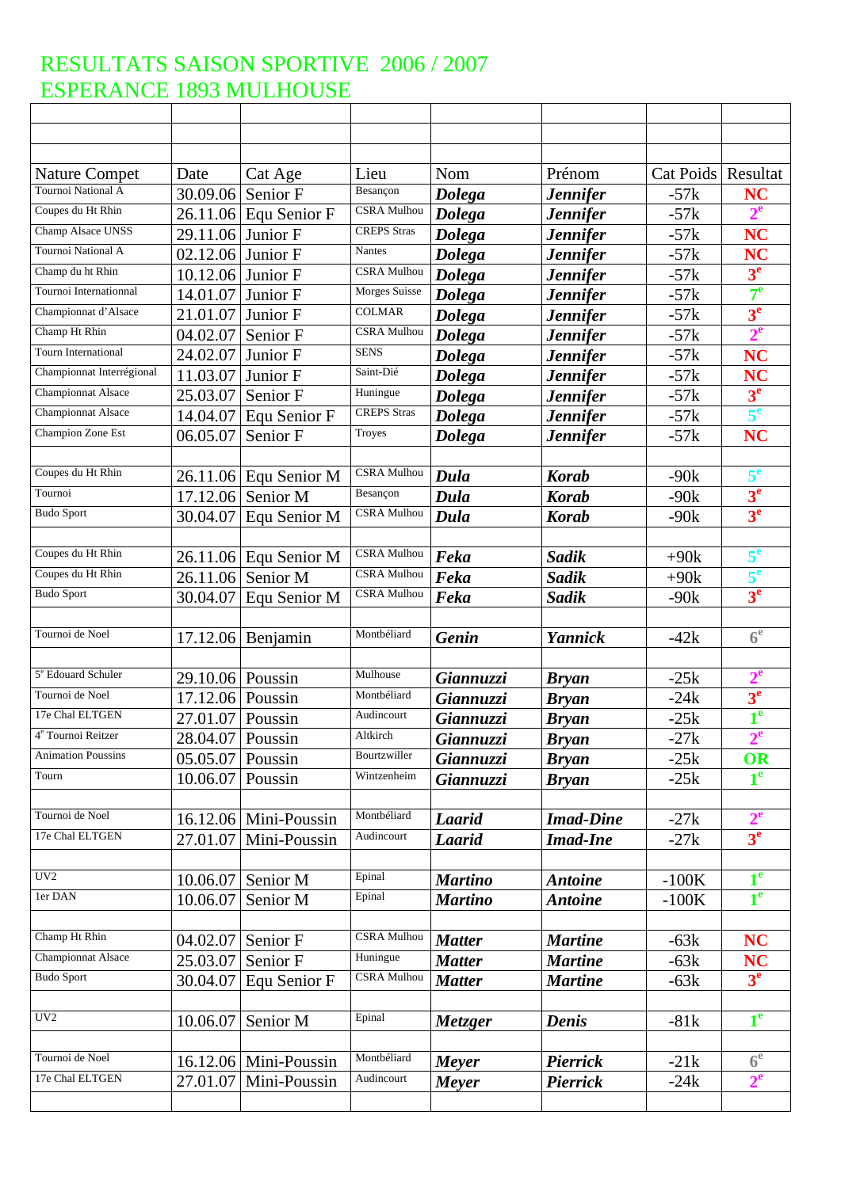# RESULTATS SAISON SPORTIVE 2006 / 2007
# ESPERANCE 1893 MULHOUSE

| Nature Compet | Date | Cat Age | Lieu | Nom | Prénom | Cat Poids | Resultat |
|---|---|---|---|---|---|---|---|
| Tournoi National A | 30.09.06 | Senior F | Besançon | ***Dolega*** | ***Jennifer*** | -57k | **NC** |
| Coupes du Ht Rhin | 26.11.06 | Equ Senior F | CSRA Mulhou | ***Dolega*** | ***Jennifer*** | -57k | **2e** |
| Champ Alsace UNSS | 29.11.06 | Junior F | CREPS Stras | ***Dolega*** | ***Jennifer*** | -57k | **NC** |
| Tournoi National A | 02.12.06 | Junior F | Nantes | ***Dolega*** | ***Jennifer*** | -57k | **NC** |
| Champ du ht Rhin | 10.12.06 | Junior F | CSRA Mulhou | ***Dolega*** | ***Jennifer*** | -57k | **3e** |
| Tournoi Internationnal | 14.01.07 | Junior F | Morges Suisse | ***Dolega*** | ***Jennifer*** | -57k | **7e** |
| Championnat d'Alsace | 21.01.07 | Junior F | COLMAR | ***Dolega*** | ***Jennifer*** | -57k | **3e** |
| Champ Ht Rhin | 04.02.07 | Senior F | CSRA Mulhou | ***Dolega*** | ***Jennifer*** | -57k | **2e** |
| Tourn International | 24.02.07 | Junior F | SENS | ***Dolega*** | ***Jennifer*** | -57k | **NC** |
| Championnat Interrégional | 11.03.07 | Junior F | Saint-Dié | ***Dolega*** | ***Jennifer*** | -57k | **NC** |
| Championnat Alsace | 25.03.07 | Senior F | Huningue | ***Dolega*** | ***Jennifer*** | -57k | **3e** |
| Championnat Alsace | 14.04.07 | Equ Senior F | CREPS Stras | ***Dolega*** | ***Jennifer*** | -57k | **5e** |
| Champion Zone Est | 06.05.07 | Senior F | Troyes | ***Dolega*** | ***Jennifer*** | -57k | **NC** |
| | | | | | | | |
| Coupes du Ht Rhin | 26.11.06 | Equ Senior M | CSRA Mulhou | ***Dula*** | ***Korab*** | -90k | **5e** |
| Tournoi | 17.12.06 | Senior M | Besançon | ***Dula*** | ***Korab*** | -90k | **3e** |
| Budo Sport | 30.04.07 | Equ Senior M | CSRA Mulhou | ***Dula*** | ***Korab*** | -90k | **3e** |
| | | | | | | | |
| Coupes du Ht Rhin | 26.11.06 | Equ Senior M | CSRA Mulhou | ***Feka*** | ***Sadik*** | +90k | **5e** |
| Coupes du Ht Rhin | 26.11.06 | Senior M | CSRA Mulhou | ***Feka*** | ***Sadik*** | +90k | **5e** |
| Budo Sport | 30.04.07 | Equ Senior M | CSRA Mulhou | ***Feka*** | ***Sadik*** | -90k | **3e** |
| | | | | | | | |
| Tournoi de Noel | 17.12.06 | Benjamin | Montbéliard | ***Genin*** | ***Yannick*** | -42k | **6e** |
| | | | | | | | |
| 5e Edouard Schuler | 29.10.06 | Poussin | Mulhouse | ***Giannuzzi*** | ***Bryan*** | -25k | **2e** |
| Tournoi de Noel | 17.12.06 | Poussin | Montbéliard | ***Giannuzzi*** | ***Bryan*** | -24k | **3e** |
| 17e Chal ELTGEN | 27.01.07 | Poussin | Audincourt | ***Giannuzzi*** | ***Bryan*** | -25k | **1e** |
| 4e Tournoi Reitzer | 28.04.07 | Poussin | Altkirch | ***Giannuzzi*** | ***Bryan*** | -27k | **2e** |
| Animation Poussins | 05.05.07 | Poussin | Bourtzwiller | ***Giannuzzi*** | ***Bryan*** | -25k | **OR** |
| Tourn | 10.06.07 | Poussin | Wintzenheim | ***Giannuzzi*** | ***Bryan*** | -25k | **1e** |
| | | | | | | | |
| Tournoi de Noel | 16.12.06 | Mini-Poussin | Montbéliard | ***Laarid*** | ***Imad-Dine*** | -27k | **2e** |
| 17e Chal ELTGEN | 27.01.07 | Mini-Poussin | Audincourt | ***Laarid*** | ***Imad-Ine*** | -27k | **3e** |
| | | | | | | | |
| UV2 | 10.06.07 | Senior M | Epinal | ***Martino*** | ***Antoine*** | -100K | **1e** |
| 1er DAN | 10.06.07 | Senior M | Epinal | ***Martino*** | ***Antoine*** | -100K | **1e** |
| | | | | | | | |
| Champ Ht Rhin | 04.02.07 | Senior F | CSRA Mulhou | ***Matter*** | ***Martine*** | -63k | **NC** |
| Championnat Alsace | 25.03.07 | Senior F | Huningue | ***Matter*** | ***Martine*** | -63k | **NC** |
| Budo Sport | 30.04.07 | Equ Senior F | CSRA Mulhou | ***Matter*** | ***Martine*** | -63k | **3e** |
| | | | | | | | |
| UV2 | 10.06.07 | Senior M | Epinal | ***Metzger*** | ***Denis*** | -81k | **1e** |
| | | | | | | | |
| Tournoi de Noel | 16.12.06 | Mini-Poussin | Montbéliard | ***Meyer*** | ***Pierrick*** | -21k | **6e** |
| 17e Chal ELTGEN | 27.01.07 | Mini-Poussin | Audincourt | ***Meyer*** | ***Pierrick*** | -24k | **2e** |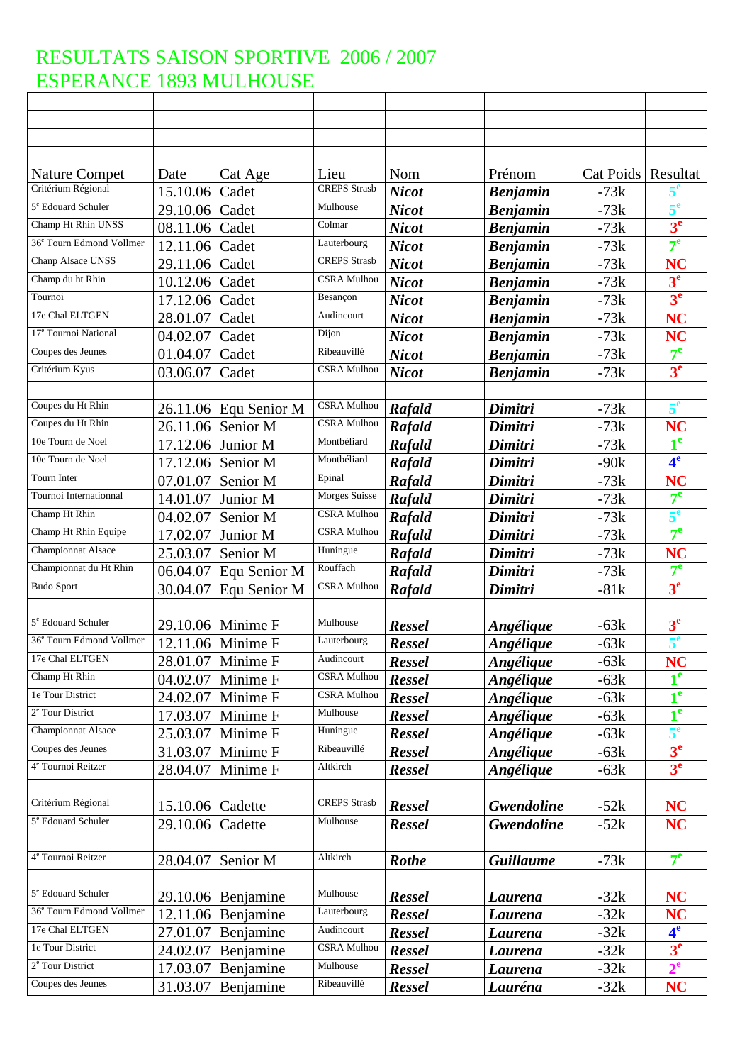# RESULTATS SAISON SPORTIVE 2006 / 2007
# ESPERANCE 1893 MULHOUSE

| Nature Compet | Date | Cat Age | Lieu | Nom | Prénom | Cat Poids | Resultat |
|---|---|---|---|---|---|---|---|
| Critérium Régional | 15.10.06 | Cadet | CREPS Strasb | ***Nicot*** | ***Benjamin*** | -73k | **5e** |
| 5e Edouard Schuler | 29.10.06 | Cadet | Mulhouse | ***Nicot*** | ***Benjamin*** | -73k | **5e** |
| Champ Ht Rhin UNSS | 08.11.06 | Cadet | Colmar | ***Nicot*** | ***Benjamin*** | -73k | **3e** |
| 36e Tourn Edmond Vollmer | 12.11.06 | Cadet | Lauterbourg | ***Nicot*** | ***Benjamin*** | -73k | **7e** |
| Chanp Alsace UNSS | 29.11.06 | Cadet | CREPS Strasb | ***Nicot*** | ***Benjamin*** | -73k | **NC** |
| Champ du ht Rhin | 10.12.06 | Cadet | CSRA Mulhou | ***Nicot*** | ***Benjamin*** | -73k | **3e** |
| Tournoi | 17.12.06 | Cadet | Besançon | ***Nicot*** | ***Benjamin*** | -73k | **3e** |
| 17e Chal ELTGEN | 28.01.07 | Cadet | Audincourt | ***Nicot*** | ***Benjamin*** | -73k | **NC** |
| 17e Tournoi National | 04.02.07 | Cadet | Dijon | ***Nicot*** | ***Benjamin*** | -73k | **NC** |
| Coupes des Jeunes | 01.04.07 | Cadet | Ribeauvillé | ***Nicot*** | ***Benjamin*** | -73k | **7e** |
| Critérium Kyus | 03.06.07 | Cadet | CSRA Mulhou | ***Nicot*** | ***Benjamin*** | -73k | **3e** |
| | | | | | | | |
| Coupes du Ht Rhin | 26.11.06 | Equ Senior M | CSRA Mulhou | ***Rafald*** | ***Dimitri*** | -73k | **5e** |
| Coupes du Ht Rhin | 26.11.06 | Senior M | CSRA Mulhou | ***Rafald*** | ***Dimitri*** | -73k | **NC** |
| 10e Tourn de Noel | 17.12.06 | Junior M | Montbéliard | ***Rafald*** | ***Dimitri*** | -73k | **1e** |
| 10e Tourn de Noel | 17.12.06 | Senior M | Montbéliard | ***Rafald*** | ***Dimitri*** | -90k | **4e** |
| Tourn Inter | 07.01.07 | Senior M | Epinal | ***Rafald*** | ***Dimitri*** | -73k | **NC** |
| Tournoi Internationnal | 14.01.07 | Junior M | Morges Suisse | ***Rafald*** | ***Dimitri*** | -73k | **7e** |
| Champ Ht Rhin | 04.02.07 | Senior M | CSRA Mulhou | ***Rafald*** | ***Dimitri*** | -73k | **5e** |
| Champ Ht Rhin Equipe | 17.02.07 | Junior M | CSRA Mulhou | ***Rafald*** | ***Dimitri*** | -73k | **7e** |
| Championnat Alsace | 25.03.07 | Senior M | Huningue | ***Rafald*** | ***Dimitri*** | -73k | **NC** |
| Championnat du Ht Rhin | 06.04.07 | Equ Senior M | Rouffach | ***Rafald*** | ***Dimitri*** | -73k | **7e** |
| Budo Sport | 30.04.07 | Equ Senior M | CSRA Mulhou | ***Rafald*** | ***Dimitri*** | -81k | **3e** |
| | | | | | | | |
| 5e Edouard Schuler | 29.10.06 | Minime F | Mulhouse | ***Ressel*** | ***Angélique*** | -63k | **3e** |
| 36e Tourn Edmond Vollmer | 12.11.06 | Minime F | Lauterbourg | ***Ressel*** | ***Angélique*** | -63k | **5e** |
| 17e Chal ELTGEN | 28.01.07 | Minime F | Audincourt | ***Ressel*** | ***Angélique*** | -63k | **NC** |
| Champ Ht Rhin | 04.02.07 | Minime F | CSRA Mulhou | ***Ressel*** | ***Angélique*** | -63k | **1e** |
| 1e Tour District | 24.02.07 | Minime F | CSRA Mulhou | ***Ressel*** | ***Angélique*** | -63k | **1e** |
| 2e Tour District | 17.03.07 | Minime F | Mulhouse | ***Ressel*** | ***Angélique*** | -63k | **1e** |
| Championnat Alsace | 25.03.07 | Minime F | Huningue | ***Ressel*** | ***Angélique*** | -63k | **5e** |
| Coupes des Jeunes | 31.03.07 | Minime F | Ribeauvillé | ***Ressel*** | ***Angélique*** | -63k | **3e** |
| 4e Tournoi Reitzer | 28.04.07 | Minime F | Altkirch | ***Ressel*** | ***Angélique*** | -63k | **3e** |
| | | | | | | | |
| Critérium Régional | 15.10.06 | Cadette | CREPS Strasb | ***Ressel*** | ***Gwendoline*** | -52k | **NC** |
| 5e Edouard Schuler | 29.10.06 | Cadette | Mulhouse | ***Ressel*** | ***Gwendoline*** | -52k | **NC** |
| | | | | | | | |
| 4e Tournoi Reitzer | 28.04.07 | Senior M | Altkirch | ***Rothe*** | ***Guillaume*** | -73k | **7e** |
| | | | | | | | |
| 5e Edouard Schuler | 29.10.06 | Benjamine | Mulhouse | ***Ressel*** | ***Laurena*** | -32k | **NC** |
| 36e Tourn Edmond Vollmer | 12.11.06 | Benjamine | Lauterbourg | ***Ressel*** | ***Laurena*** | -32k | **NC** |
| 17e Chal ELTGEN | 27.01.07 | Benjamine | Audincourt | ***Ressel*** | ***Laurena*** | -32k | **4e** |
| 1e Tour District | 24.02.07 | Benjamine | CSRA Mulhou | ***Ressel*** | ***Laurena*** | -32k | **3e** |
| 2e Tour District | 17.03.07 | Benjamine | Mulhouse | ***Ressel*** | ***Laurena*** | -32k | **2e** |
| Coupes des Jeunes | 31.03.07 | Benjamine | Ribeauvillé | ***Ressel*** | ***Lauréna*** | -32k | **NC** |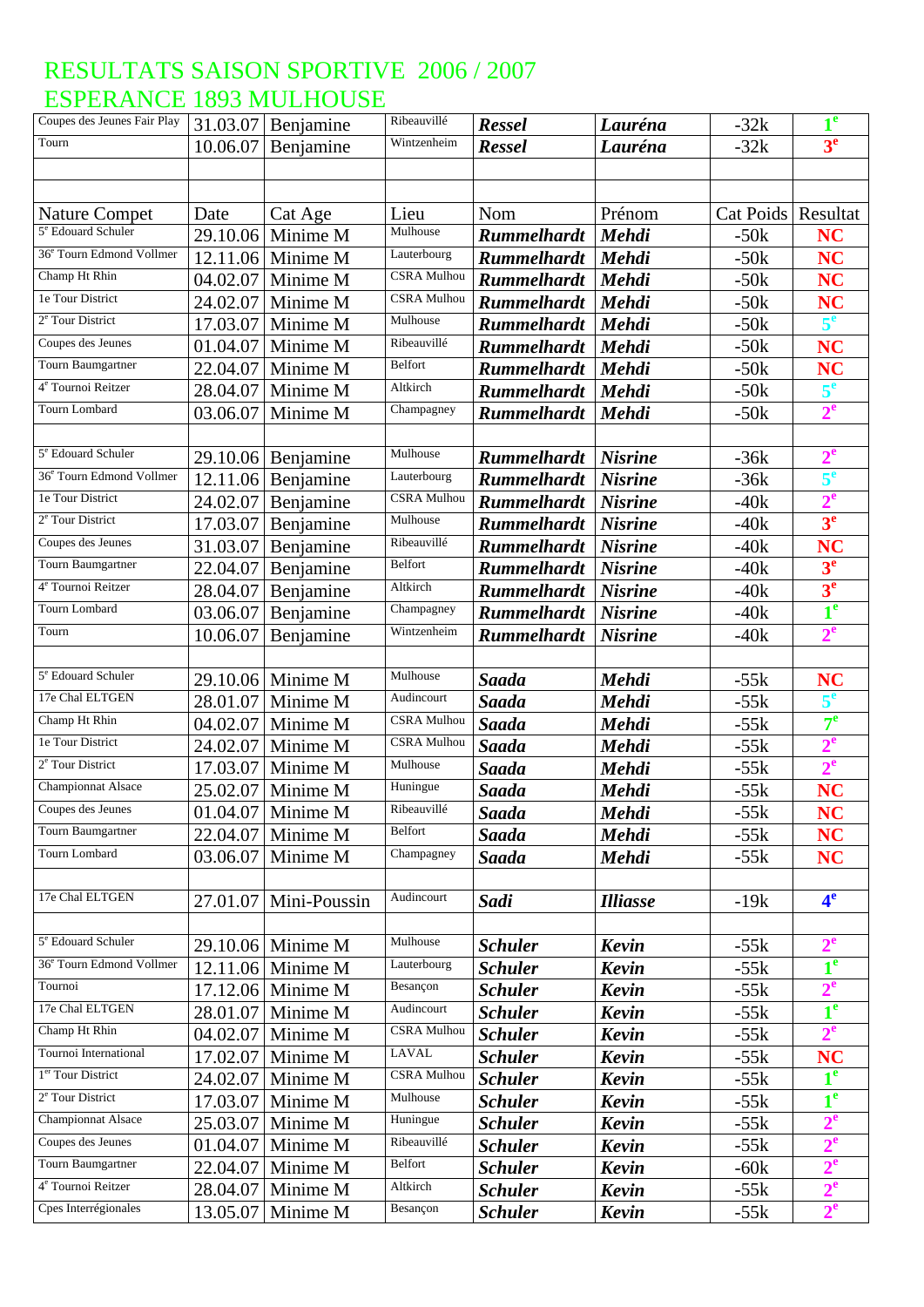# RESULTATS SAISON SPORTIVE 2006 / 2007
# ESPERANCE 1893 MULHOUSE

| Coupes des Jeunes Fair Play | 31.03.07 | Benjamine | Ribeauvillé | ***Ressel*** | ***Lauréna*** | -32k | 1e |
|---|---|---|---|---|---|---|---|
| Tourn | 10.06.07 | Benjamine | Wintzenheim | ***Ressel*** | ***Lauréna*** | -32k | 3e |
| | | | | | | | |
| | | | | | | | |
| Nature Compet | Date | Cat Age | Lieu | Nom | Prénom | Cat Poids | Resultat |
| 5e Edouard Schuler | 29.10.06 | Minime M | Mulhouse | ***Rummelhardt*** | ***Mehdi*** | -50k | NC |
| 36e Tourn Edmond Vollmer | 12.11.06 | Minime M | Lauterbourg | ***Rummelhardt*** | ***Mehdi*** | -50k | NC |
| Champ Ht Rhin | 04.02.07 | Minime M | CSRA Mulhou | ***Rummelhardt*** | ***Mehdi*** | -50k | NC |
| 1e Tour District | 24.02.07 | Minime M | CSRA Mulhou | ***Rummelhardt*** | ***Mehdi*** | -50k | NC |
| 2e Tour District | 17.03.07 | Minime M | Mulhouse | ***Rummelhardt*** | ***Mehdi*** | -50k | 5e |
| Coupes des Jeunes | 01.04.07 | Minime M | Ribeauvillé | ***Rummelhardt*** | ***Mehdi*** | -50k | NC |
| Tourn Baumgartner | 22.04.07 | Minime M | Belfort | ***Rummelhardt*** | ***Mehdi*** | -50k | NC |
| 4e Tournoi Reitzer | 28.04.07 | Minime M | Altkirch | ***Rummelhardt*** | ***Mehdi*** | -50k | 5e |
| Tourn Lombard | 03.06.07 | Minime M | Champagney | ***Rummelhardt*** | ***Mehdi*** | -50k | 2e |
| | | | | | | | |
| 5e Edouard Schuler | 29.10.06 | Benjamine | Mulhouse | ***Rummelhardt*** | ***Nisrine*** | -36k | 2e |
| 36e Tourn Edmond Vollmer | 12.11.06 | Benjamine | Lauterbourg | ***Rummelhardt*** | ***Nisrine*** | -36k | 5e |
| 1e Tour District | 24.02.07 | Benjamine | CSRA Mulhou | ***Rummelhardt*** | ***Nisrine*** | -40k | 2e |
| 2e Tour District | 17.03.07 | Benjamine | Mulhouse | ***Rummelhardt*** | ***Nisrine*** | -40k | 3e |
| Coupes des Jeunes | 31.03.07 | Benjamine | Ribeauvillé | ***Rummelhardt*** | ***Nisrine*** | -40k | NC |
| Tourn Baumgartner | 22.04.07 | Benjamine | Belfort | ***Rummelhardt*** | ***Nisrine*** | -40k | 3e |
| 4e Tournoi Reitzer | 28.04.07 | Benjamine | Altkirch | ***Rummelhardt*** | ***Nisrine*** | -40k | 3e |
| Tourn Lombard | 03.06.07 | Benjamine | Champagney | ***Rummelhardt*** | ***Nisrine*** | -40k | 1e |
| Tourn | 10.06.07 | Benjamine | Wintzenheim | ***Rummelhardt*** | ***Nisrine*** | -40k | 2e |
| | | | | | | | |
| 5e Edouard Schuler | 29.10.06 | Minime M | Mulhouse | ***Saada*** | ***Mehdi*** | -55k | NC |
| 17e Chal ELTGEN | 28.01.07 | Minime M | Audincourt | ***Saada*** | ***Mehdi*** | -55k | 5e |
| Champ Ht Rhin | 04.02.07 | Minime M | CSRA Mulhou | ***Saada*** | ***Mehdi*** | -55k | 7e |
| 1e Tour District | 24.02.07 | Minime M | CSRA Mulhou | ***Saada*** | ***Mehdi*** | -55k | 2e |
| 2e Tour District | 17.03.07 | Minime M | Mulhouse | ***Saada*** | ***Mehdi*** | -55k | 2e |
| Championnat Alsace | 25.02.07 | Minime M | Huningue | ***Saada*** | ***Mehdi*** | -55k | NC |
| Coupes des Jeunes | 01.04.07 | Minime M | Ribeauvillé | ***Saada*** | ***Mehdi*** | -55k | NC |
| Tourn Baumgartner | 22.04.07 | Minime M | Belfort | ***Saada*** | ***Mehdi*** | -55k | NC |
| Tourn Lombard | 03.06.07 | Minime M | Champagney | ***Saada*** | ***Mehdi*** | -55k | NC |
| | | | | | | | |
| 17e Chal ELTGEN | 27.01.07 | Mini-Poussin | Audincourt | ***Sadi*** | ***Illiasse*** | -19k | 4e |
| | | | | | | | |
| 5e Edouard Schuler | 29.10.06 | Minime M | Mulhouse | ***Schuler*** | ***Kevin*** | -55k | 2e |
| 36e Tourn Edmond Vollmer | 12.11.06 | Minime M | Lauterbourg | ***Schuler*** | ***Kevin*** | -55k | 1e |
| Tournoi | 17.12.06 | Minime M | Besançon | ***Schuler*** | ***Kevin*** | -55k | 2e |
| 17e Chal ELTGEN | 28.01.07 | Minime M | Audincourt | ***Schuler*** | ***Kevin*** | -55k | 1e |
| Champ Ht Rhin | 04.02.07 | Minime M | CSRA Mulhou | ***Schuler*** | ***Kevin*** | -55k | 2e |
| Tournoi International | 17.02.07 | Minime M | LAVAL | ***Schuler*** | ***Kevin*** | -55k | NC |
| 1er Tour District | 24.02.07 | Minime M | CSRA Mulhou | ***Schuler*** | ***Kevin*** | -55k | 1e |
| 2e Tour District | 17.03.07 | Minime M | Mulhouse | ***Schuler*** | ***Kevin*** | -55k | 1e |
| Championnat Alsace | 25.03.07 | Minime M | Huningue | ***Schuler*** | ***Kevin*** | -55k | 2e |
| Coupes des Jeunes | 01.04.07 | Minime M | Ribeauvillé | ***Schuler*** | ***Kevin*** | -55k | 2e |
| Tourn Baumgartner | 22.04.07 | Minime M | Belfort | ***Schuler*** | ***Kevin*** | -60k | 2e |
| 4e Tournoi Reitzer | 28.04.07 | Minime M | Altkirch | ***Schuler*** | ***Kevin*** | -55k | 2e |
| Cpes Interrégionales | 13.05.07 | Minime M | Besançon | ***Schuler*** | ***Kevin*** | -55k | 2e |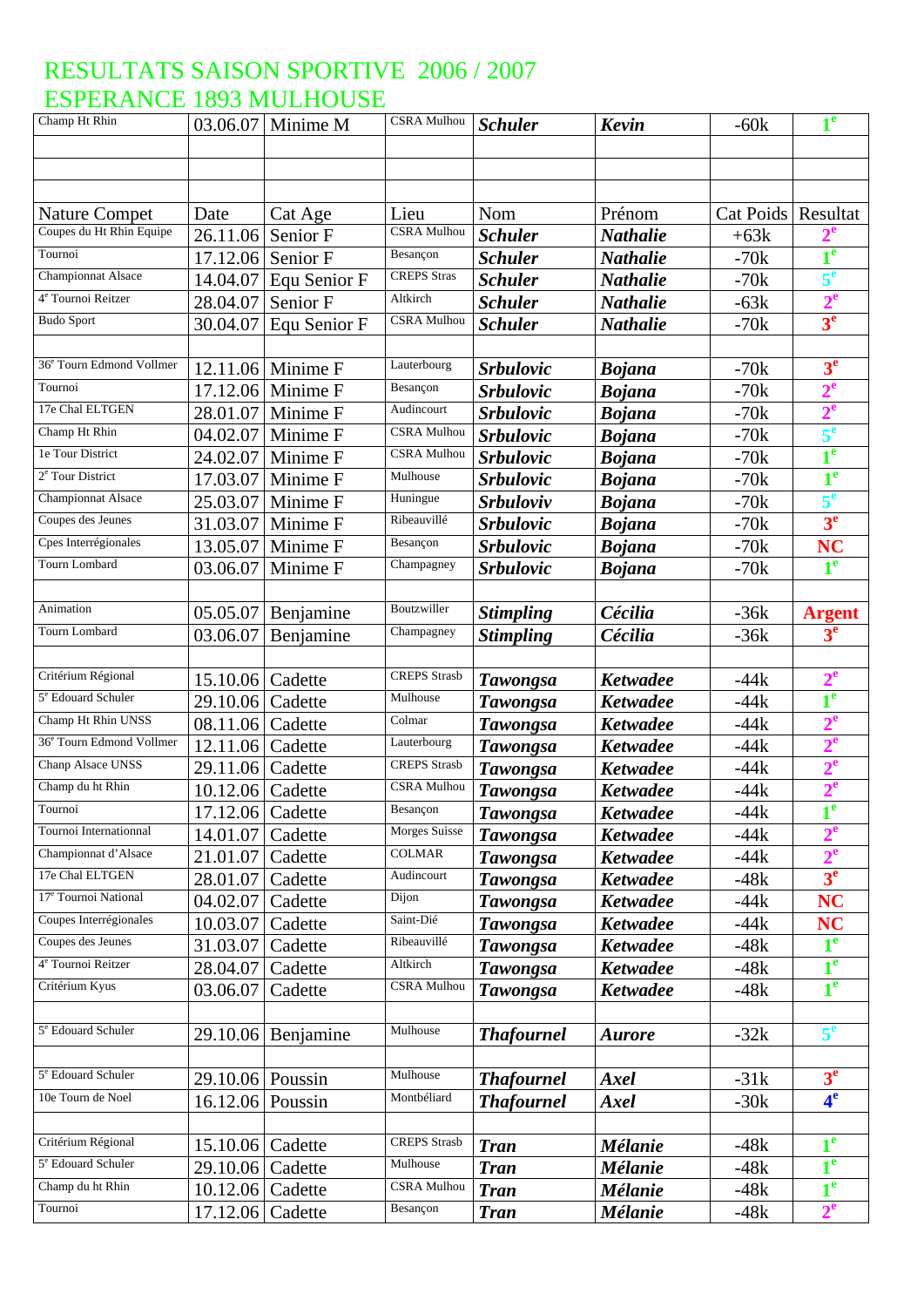# RESULTATS SAISON SPORTIVE 2006 / 2007
# ESPERANCE 1893 MULHOUSE

| Champ Ht Rhin | 03.06.07 | Minime M | CSRA Mulhou | *Schuler* | *Kevin* | -60k | 1e |
|---|---|---|---|---|---|---|---|
| | | | | | | | |
| | | | | | | | |
| | | | | | | | |
| Nature Compet | Date | Cat Age | Lieu | Nom | Prénom | Cat Poids | Resultat |
| Coupes du Ht Rhin Equipe | 26.11.06 | Senior F | CSRA Mulhou | *Schuler* | *Nathalie* | +63k | 2e |
| Tournoi | 17.12.06 | Senior F | Besançon | *Schuler* | *Nathalie* | -70k | 1e |
| Championnat Alsace | 14.04.07 | Equ Senior F | CREPS Stras | *Schuler* | *Nathalie* | -70k | 5e |
| 4e Tournoi Reitzer | 28.04.07 | Senior F | Altkirch | *Schuler* | *Nathalie* | -63k | 2e |
| Budo Sport | 30.04.07 | Equ Senior F | CSRA Mulhou | *Schuler* | *Nathalie* | -70k | 3e |
| | | | | | | | |
| 36e Tourn Edmond Vollmer | 12.11.06 | Minime F | Lauterbourg | *Srbulovic* | *Bojana* | -70k | 3e |
| Tournoi | 17.12.06 | Minime F | Besançon | *Srbulovic* | *Bojana* | -70k | 2e |
| 17e Chal ELTGEN | 28.01.07 | Minime F | Audincourt | *Srbulovic* | *Bojana* | -70k | 2e |
| Champ Ht Rhin | 04.02.07 | Minime F | CSRA Mulhou | *Srbulovic* | *Bojana* | -70k | 5e |
| 1e Tour District | 24.02.07 | Minime F | CSRA Mulhou | *Srbulovic* | *Bojana* | -70k | 1e |
| 2e Tour District | 17.03.07 | Minime F | Mulhouse | *Srbulovic* | *Bojana* | -70k | 1e |
| Championnat Alsace | 25.03.07 | Minime F | Huningue | *Srbuloviv* | *Bojana* | -70k | 5e |
| Coupes des Jeunes | 31.03.07 | Minime F | Ribeauvillé | *Srbulovic* | *Bojana* | -70k | 3e |
| Cpes Interrégionales | 13.05.07 | Minime F | Besançon | *Srbulovic* | *Bojana* | -70k | NC |
| Tourn Lombard | 03.06.07 | Minime F | Champagney | *Srbulovic* | *Bojana* | -70k | 1e |
| | | | | | | | |
| Animation | 05.05.07 | Benjamine | Boutzwiller | *Stimpling* | *Cécilia* | -36k | Argent |
| Tourn Lombard | 03.06.07 | Benjamine | Champagney | *Stimpling* | *Cécilia* | -36k | 3e |
| | | | | | | | |
| Critérium Régional | 15.10.06 | Cadette | CREPS Strasb | *Tawongsa* | *Ketwadee* | -44k | 2e |
| 5e Edouard Schuler | 29.10.06 | Cadette | Mulhouse | *Tawongsa* | *Ketwadee* | -44k | 1e |
| Champ Ht Rhin UNSS | 08.11.06 | Cadette | Colmar | *Tawongsa* | *Ketwadee* | -44k | 2e |
| 36e Tourn Edmond Vollmer | 12.11.06 | Cadette | Lauterbourg | *Tawongsa* | *Ketwadee* | -44k | 2e |
| Chanp Alsace UNSS | 29.11.06 | Cadette | CREPS Strasb | *Tawongsa* | *Ketwadee* | -44k | 2e |
| Champ du ht Rhin | 10.12.06 | Cadette | CSRA Mulhou | *Tawongsa* | *Ketwadee* | -44k | 2e |
| Tournoi | 17.12.06 | Cadette | Besançon | *Tawongsa* | *Ketwadee* | -44k | 1e |
| Tournoi Internationnal | 14.01.07 | Cadette | Morges Suisse | *Tawongsa* | *Ketwadee* | -44k | 2e |
| Championnat d'Alsace | 21.01.07 | Cadette | COLMAR | *Tawongsa* | *Ketwadee* | -44k | 2e |
| 17e Chal ELTGEN | 28.01.07 | Cadette | Audincourt | *Tawongsa* | *Ketwadee* | -48k | 3e |
| 17e Tournoi National | 04.02.07 | Cadette | Dijon | *Tawongsa* | *Ketwadee* | -44k | NC |
| Coupes Interrégionales | 10.03.07 | Cadette | Saint-Dié | *Tawongsa* | *Ketwadee* | -44k | NC |
| Coupes des Jeunes | 31.03.07 | Cadette | Ribeauvillé | *Tawongsa* | *Ketwadee* | -48k | 1e |
| 4e Tournoi Reitzer | 28.04.07 | Cadette | Altkirch | *Tawongsa* | *Ketwadee* | -48k | 1e |
| Critérium Kyus | 03.06.07 | Cadette | CSRA Mulhou | *Tawongsa* | *Ketwadee* | -48k | 1e |
| | | | | | | | |
| 5e Edouard Schuler | 29.10.06 | Benjamine | Mulhouse | *Thafournel* | *Aurore* | -32k | 5e |
| | | | | | | | |
| 5e Edouard Schuler | 29.10.06 | Poussin | Mulhouse | *Thafournel* | *Axel* | -31k | 3e |
| 10e Tourn de Noel | 16.12.06 | Poussin | Montbéliard | *Thafournel* | *Axel* | -30k | 4e |
| | | | | | | | |
| Critérium Régional | 15.10.06 | Cadette | CREPS Strasb | *Tran* | *Mélanie* | -48k | 1e |
| 5e Edouard Schuler | 29.10.06 | Cadette | Mulhouse | *Tran* | *Mélanie* | -48k | 1e |
| Champ du ht Rhin | 10.12.06 | Cadette | CSRA Mulhou | *Tran* | *Mélanie* | -48k | 1e |
| Tournoi | 17.12.06 | Cadette | Besançon | *Tran* | *Mélanie* | -48k | 2e |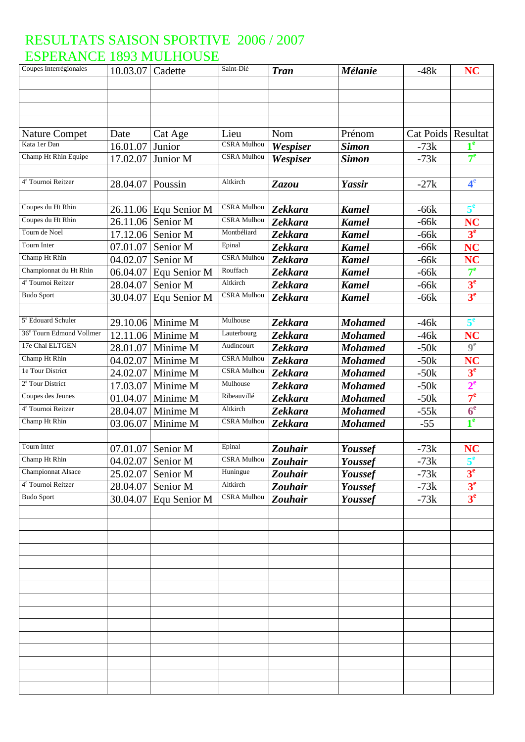# RESULTATS SAISON SPORTIVE 2006 / 2007
# ESPERANCE 1893 MULHOUSE

| Coupes Interrégionales | 10.03.07 | Cadette | Saint-Dié | ***Tran*** | ***Mélanie*** | -48k | **NC** |
|---|---|---|---|---|---|---|---|
| | | | | | | | |
| | | | | | | | |
| | | | | | | | |
| | | | | | | | |
| Nature Compet | Date | Cat Age | Lieu | Nom | Prénom | Cat Poids | Resultat |
| Kata 1er Dan | 16.01.07 | Junior | CSRA Mulhou | ***Wespiser*** | ***Simon*** | -73k | **1e** |
| Champ Ht Rhin Equipe | 17.02.07 | Junior M | CSRA Mulhou | ***Wespiser*** | ***Simon*** | -73k | **7e** |
| | | | | | | | |
| 4e Tournoi Reitzer | 28.04.07 | Poussin | Altkirch | ***Zazou*** | ***Yassir*** | -27k | **4e** |
| | | | | | | | |
| Coupes du Ht Rhin | 26.11.06 | Equ Senior M | CSRA Mulhou | ***Zekkara*** | ***Kamel*** | -66k | **5e** |
| Coupes du Ht Rhin | 26.11.06 | Senior M | CSRA Mulhou | ***Zekkara*** | ***Kamel*** | -66k | **NC** |
| Tourn de Noel | 17.12.06 | Senior M | Montbéliard | ***Zekkara*** | ***Kamel*** | -66k | **3e** |
| Tourn Inter | 07.01.07 | Senior M | Epinal | ***Zekkara*** | ***Kamel*** | -66k | **NC** |
| Champ Ht Rhin | 04.02.07 | Senior M | CSRA Mulhou | ***Zekkara*** | ***Kamel*** | -66k | **NC** |
| Championnat du Ht Rhin | 06.04.07 | Equ Senior M | Rouffach | ***Zekkara*** | ***Kamel*** | -66k | **7e** |
| 4e Tournoi Reitzer | 28.04.07 | Senior M | Altkirch | ***Zekkara*** | ***Kamel*** | -66k | **3e** |
| Budo Sport | 30.04.07 | Equ Senior M | CSRA Mulhou | ***Zekkara*** | ***Kamel*** | -66k | **3e** |
| | | | | | | | |
| 5e Edouard Schuler | 29.10.06 | Minime M | Mulhouse | ***Zekkara*** | ***Mohamed*** | -46k | **5e** |
| 36e Tourn Edmond Vollmer | 12.11.06 | Minime M | Lauterbourg | ***Zekkara*** | ***Mohamed*** | -46k | **NC** |
| 17e Chal ELTGEN | 28.01.07 | Minime M | Audincourt | ***Zekkara*** | ***Mohamed*** | -50k | **9e** |
| Champ Ht Rhin | 04.02.07 | Minime M | CSRA Mulhou | ***Zekkara*** | ***Mohamed*** | -50k | **NC** |
| 1e Tour District | 24.02.07 | Minime M | CSRA Mulhou | ***Zekkara*** | ***Mohamed*** | -50k | **3e** |
| 2e Tour District | 17.03.07 | Minime M | Mulhouse | ***Zekkara*** | ***Mohamed*** | -50k | **2e** |
| Coupes des Jeunes | 01.04.07 | Minime M | Ribeauvillé | ***Zekkara*** | ***Mohamed*** | -50k | **7e** |
| 4e Tournoi Reitzer | 28.04.07 | Minime M | Altkirch | ***Zekkara*** | ***Mohamed*** | -55k | **6e** |
| Champ Ht Rhin | 03.06.07 | Minime M | CSRA Mulhou | ***Zekkara*** | ***Mohamed*** | -55 | **1e** |
| | | | | | | | |
| Tourn Inter | 07.01.07 | Senior M | Epinal | ***Zouhair*** | ***Youssef*** | -73k | **NC** |
| Champ Ht Rhin | 04.02.07 | Senior M | CSRA Mulhou | ***Zouhair*** | ***Youssef*** | -73k | **5e** |
| Championnat Alsace | 25.02.07 | Senior M | Huningue | ***Zouhair*** | ***Youssef*** | -73k | **3e** |
| 4e Tournoi Reitzer | 28.04.07 | Senior M | Altkirch | ***Zouhair*** | ***Youssef*** | -73k | **3e** |
| Budo Sport | 30.04.07 | Equ Senior M | CSRA Mulhou | ***Zouhair*** | ***Youssef*** | -73k | **3e** |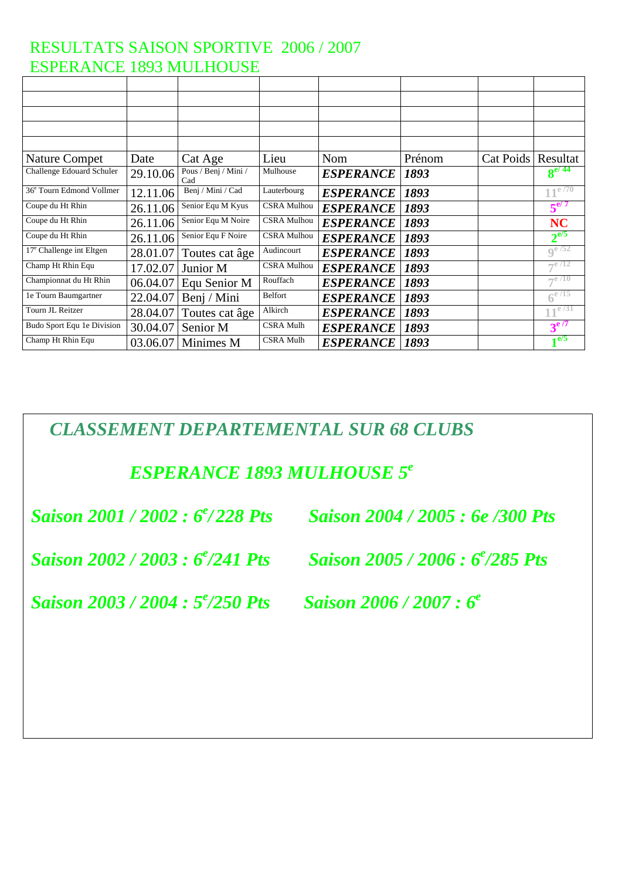# RESULTATS SAISON SPORTIVE 2006 / 2007
# ESPERANCE 1893 MULHOUSE

| Nature Compet | Date | Cat Age | Lieu | Nom | Prénom | Cat Poids | Resultat |
|---|---|---|---|---|---|---|---|
| | | | | | | | |
| | | | | | | | |
| | | | | | | | |
| | | | | | | | |
| | | | | | | | |
| Challenge Edouard Schuler | 29.10.06 | Pous / Benj / Mini / Cad | Mulhouse | ***ESPERANCE*** | ***1893*** | | 8[e/ 44] |
| 36[e] Tourn Edmond Vollmer | 12.11.06 | Benj / Mini / Cad | Lauterbourg | ***ESPERANCE*** | ***1893*** | | 11[e /70] |
| Coupe du Ht Rhin | 26.11.06 | Senior Equ M Kyus | CSRA Mulhou | ***ESPERANCE*** | ***1893*** | | 5[e/ 7] |
| Coupe du Ht Rhin | 26.11.06 | Senior Equ M Noire | CSRA Mulhou | ***ESPERANCE*** | ***1893*** | | **NC** |
| Coupe du Ht Rhin | 26.11.06 | Senior Equ F Noire | CSRA Mulhou | ***ESPERANCE*** | ***1893*** | | 2[e/5] |
| 17[e] Challenge int Eltgen | 28.01.07 | Toutes cat âge | Audincourt | ***ESPERANCE*** | ***1893*** | | 9[e /52] |
| Champ Ht Rhin Equ | 17.02.07 | Junior M | CSRA Mulhou | ***ESPERANCE*** | ***1893*** | | 7[e /12] |
| Championnat du Ht Rhin | 06.04.07 | Equ Senior M | Rouffach | ***ESPERANCE*** | ***1893*** | | 7[e /10] |
| 1e Tourn Baumgartner | 22.04.07 | Benj / Mini | Belfort | ***ESPERANCE*** | ***1893*** | | 6[e /15] |
| Tourn JL Reitzer | 28.04.07 | Toutes cat âge | Alkirch | ***ESPERANCE*** | ***1893*** | | 11[e /31] |
| Budo Sport Equ 1e Division | 30.04.07 | Senior M | CSRA Mulh | ***ESPERANCE*** | ***1893*** | | 3[e /7] |
| Champ Ht Rhin Equ | 03.06.07 | Minimes M | CSRA Mulh | ***ESPERANCE*** | ***1893*** | | 1[e/5] |

***CLASSEMENT DEPARTEMENTAL SUR 68 CLUBS***

***ESPERANCE 1893 MULHOUSE 5[e]***

***Saison 2001 / 2002 : 6[e]/228 Pts***

***Saison 2002 / 2003 : 6[e]/241 Pts***

***Saison 2003 / 2004 : 5[e]/250 Pts***

***Saison 2004 / 2005 : 6e /300 Pts***

***Saison 2005 / 2006 : 6[e]/285 Pts***

***Saison 2006 / 2007 : 6[e]***